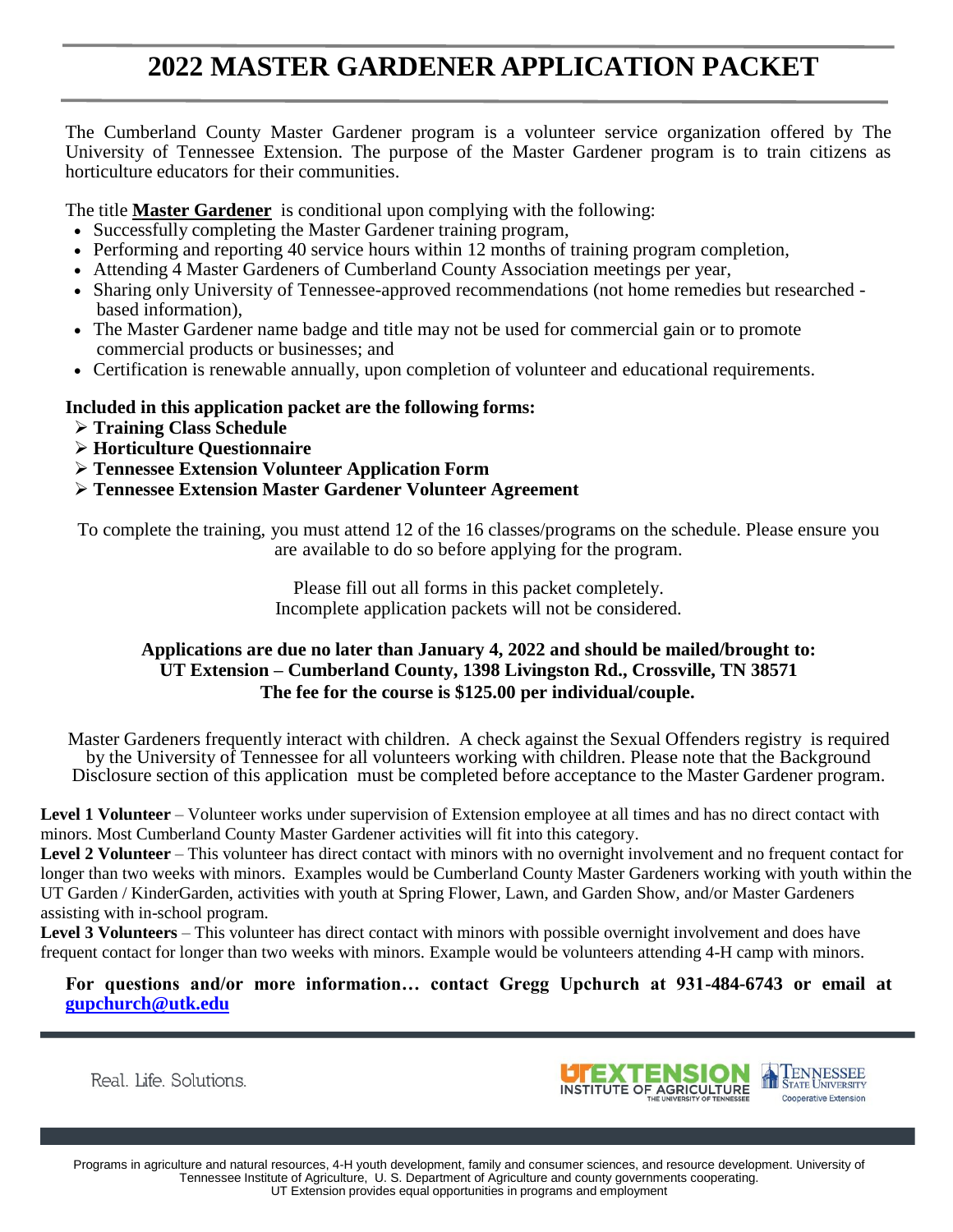# 2022 MASTER GARDENER APPLICATION PACKET

The Cumberland County Master Gardener program is a volunteer service organization offered by The University of Tennessee Extension. The purpose of the Master Gardener program is to train citizens as horticulture educators for their communities.

The title **Master Gardener** is conditional upon complying with the following:

- Successfully completing the Master Gardener training program,
- Performing and reporting 40 service hours within 12 months of training program completion,
- Attending 4 Master Gardeners of Cumberland County Association meetings per year,
- Sharing only University of Tennessee-approved recommendations (not home remedies but researched - based information),
- The Master Gardener name badge and title may not be used for commercial gain or to promote commercial products or businesses; and
- Certification is renewable annually, upon completion of volunteer and educational requirements.

**Included in this application packet are the following forms:**

- **Training Class Schedule**
- **Horticulture Questionnaire**
- **Tennessee Extension Volunteer Application Form**
- **Tennessee Extension Master Gardener Volunteer Agreement**

To complete the training, you must attend 12 of the 16 classes/programs on the schedule. Please ensure you are available to do so before applying for the program.

Please fill out all forms in this packet completely.
Incomplete application packets will not be considered.

**Applications are due no later than January 4, 2022 and should be mailed/brought to:**
**UT Extension – Cumberland County, 1398 Livingston Rd., Crossville, TN 38571**
**The fee for the course is $125.00 per individual/couple.**

Master Gardeners frequently interact with children. A check against the Sexual Offenders registry is required by the University of Tennessee for all volunteers working with children. Please note that the Background Disclosure section of this application must be completed before acceptance to the Master Gardener program.

**Level 1 Volunteer** – Volunteer works under supervision of Extension employee at all times and has no direct contact with minors. Most Cumberland County Master Gardener activities will fit into this category.
**Level 2 Volunteer** – This volunteer has direct contact with minors with no overnight involvement and no frequent contact for longer than two weeks with minors. Examples would be Cumberland County Master Gardeners working with youth within the UT Garden / KinderGarden, activities with youth at Spring Flower, Lawn, and Garden Show, and/or Master Gardeners assisting with in-school program.
**Level 3 Volunteers** – This volunteer has direct contact with minors with possible overnight involvement and does have frequent contact for longer than two weeks with minors. Example would be volunteers attending 4-H camp with minors.

**For questions and/or more information… contact Gregg Upchurch at 931-484-6743 or email at gupchurch@utk.edu**

Real. Life. Solutions.

UT EXTENSION INSTITUTE OF AGRICULTURE THE UNIVERSITY OF TENNESSEE | TENNESSEE STATE UNIVERSITY Cooperative Extension

Programs in agriculture and natural resources, 4-H youth development, family and consumer sciences, and resource development. University of Tennessee Institute of Agriculture, U. S. Department of Agriculture and county governments cooperating.
UT Extension provides equal opportunities in programs and employment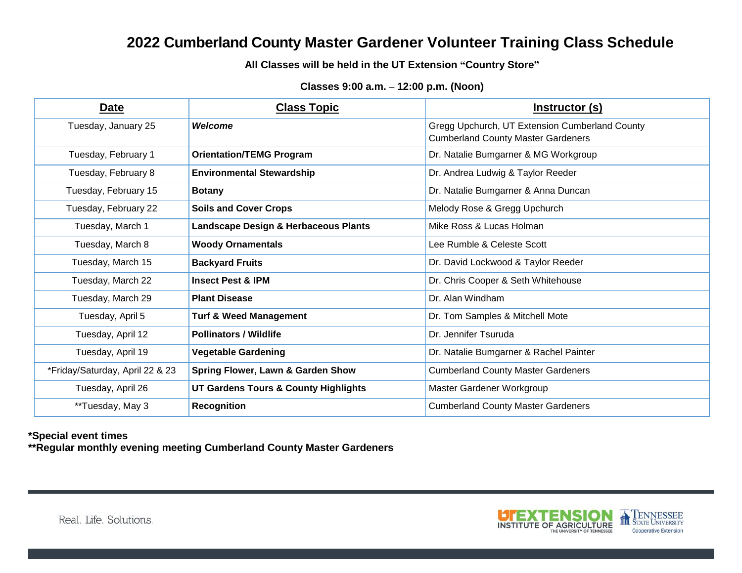# 2022 Cumberland County Master Gardener Volunteer Training Class Schedule

**All Classes will be held in the UT Extension "Country Store"**

**Classes 9:00 a.m. – 12:00 p.m. (Noon)**

| Date | Class Topic | Instructor (s) |
|---|---|---|
| Tuesday, January 25 | ***Welcome*** | Gregg Upchurch, UT Extension Cumberland County<br>Cumberland County Master Gardeners |
| Tuesday, February 1 | **Orientation/TEMG Program** | Dr. Natalie Bumgarner & MG Workgroup |
| Tuesday, February 8 | **Environmental Stewardship** | Dr. Andrea Ludwig & Taylor Reeder |
| Tuesday, February 15 | **Botany** | Dr. Natalie Bumgarner & Anna Duncan |
| Tuesday, February 22 | **Soils and Cover Crops** | Melody Rose & Gregg Upchurch |
| Tuesday, March 1 | **Landscape Design & Herbaceous Plants** | Mike Ross & Lucas Holman |
| Tuesday, March 8 | **Woody Ornamentals** | Lee Rumble & Celeste Scott |
| Tuesday, March 15 | **Backyard Fruits** | Dr. David Lockwood & Taylor Reeder |
| Tuesday, March 22 | **Insect Pest & IPM** | Dr. Chris Cooper & Seth Whitehouse |
| Tuesday, March 29 | **Plant Disease** | Dr. Alan Windham |
| Tuesday, April 5 | **Turf & Weed Management** | Dr. Tom Samples & Mitchell Mote |
| Tuesday, April 12 | **Pollinators / Wildlife** | Dr. Jennifer Tsuruda |
| Tuesday, April 19 | **Vegetable Gardening** | Dr. Natalie Bumgarner & Rachel Painter |
| *Friday/Saturday, April 22 & 23 | **Spring Flower, Lawn & Garden Show** | Cumberland County Master Gardeners |
| Tuesday, April 26 | **UT Gardens Tours & County Highlights** | Master Gardener Workgroup |
| **Tuesday, May 3 | **Recognition** | Cumberland County Master Gardeners |

**\*Special event times**
**\*\*Regular monthly evening meeting Cumberland County Master Gardeners**

Real. Life. Solutions.

UTEXTENSION INSTITUTE OF AGRICULTURE THE UNIVERSITY OF TENNESSEE — Tennessee State University Cooperative Extension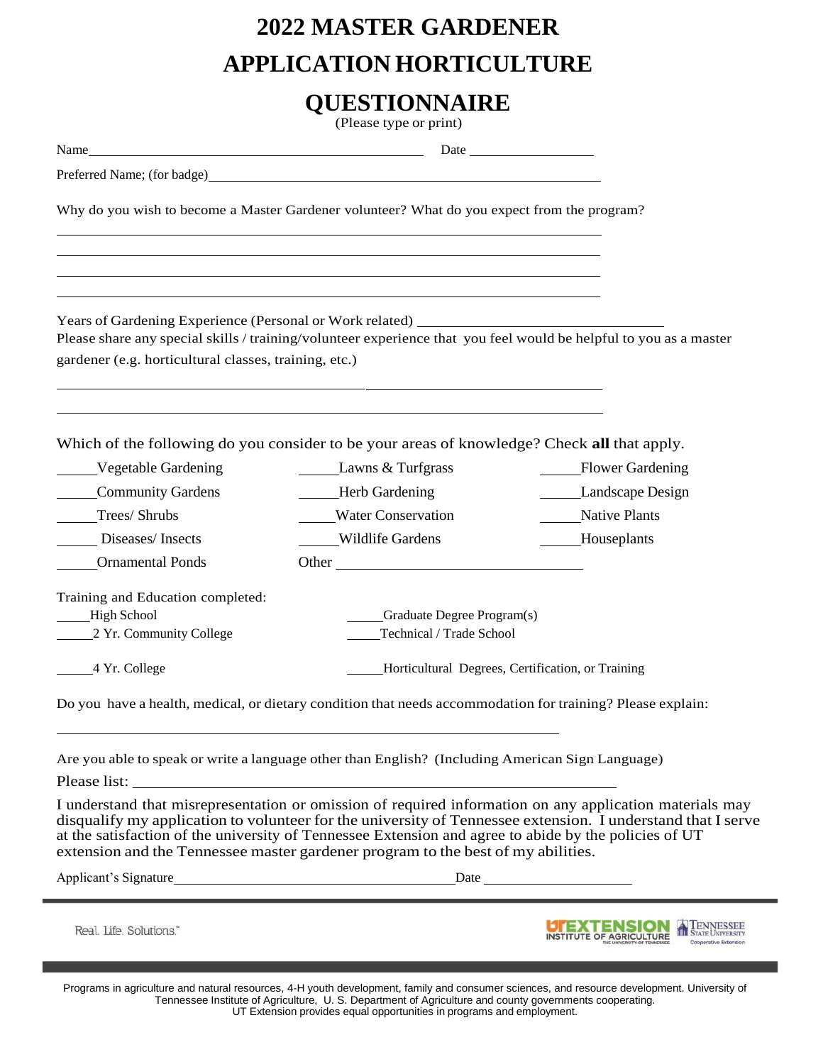# 2022 MASTER GARDENER APPLICATION HORTICULTURE QUESTIONNAIRE

(Please type or print)

Name________________________________________ Date ________________

Preferred Name; (for badge)________________________________________________

Why do you wish to become a Master Gardener volunteer? What do you expect from the program?

______________________________________________________________________

______________________________________________________________________

______________________________________________________________________

______________________________________________________________________

Years of Gardening Experience (Personal or Work related) ______________________________

Please share any special skills / training/volunteer experience that you feel would be helpful to you as a master gardener (e.g. horticultural classes, training, etc.)

______________________________________________________________________

______________________________________________________________________

Which of the following do you consider to be your areas of knowledge? Check **all** that apply.

| | | |
|---|---|---|
| _____Vegetable Gardening | _____Lawns & Turfgrass | _____Flower Gardening |
| _____Community Gardens | _____Herb Gardening | _____Landscape Design |
| _____Trees/ Shrubs | _____Water Conservation | _____Native Plants |
| _____ Diseases/ Insects | _____Wildlife Gardens | _____Houseplants |
| _____Ornamental Ponds | Other ______________________________ | |

Training and Education completed:

| | |
|---|---|
| _____High School | _____Graduate Degree Program(s) |
| _____2 Yr. Community College | _____Technical / Trade School |
| _____4 Yr. College | _____Horticultural Degrees, Certification, or Training |

Do you have a health, medical, or dietary condition that needs accommodation for training? Please explain:

______________________________________________________________________

Are you able to speak or write a language other than English? (Including American Sign Language)

Please list: ___________________________________________________________

I understand that misrepresentation or omission of required information on any application materials may disqualify my application to volunteer for the university of Tennessee extension. I understand that I serve at the satisfaction of the university of Tennessee Extension and agree to abide by the policies of UT extension and the Tennessee master gardener program to the best of my abilities.

Applicant's Signature____________________________________ Date ____________________

Real. Life. Solutions.™

UT EXTENSION INSTITUTE OF AGRICULTURE THE UNIVERSITY OF TENNESSEE | TENNESSEE STATE UNIVERSITY Cooperative Extension

Programs in agriculture and natural resources, 4-H youth development, family and consumer sciences, and resource development. University of Tennessee Institute of Agriculture, U. S. Department of Agriculture and county governments cooperating. UT Extension provides equal opportunities in programs and employment.